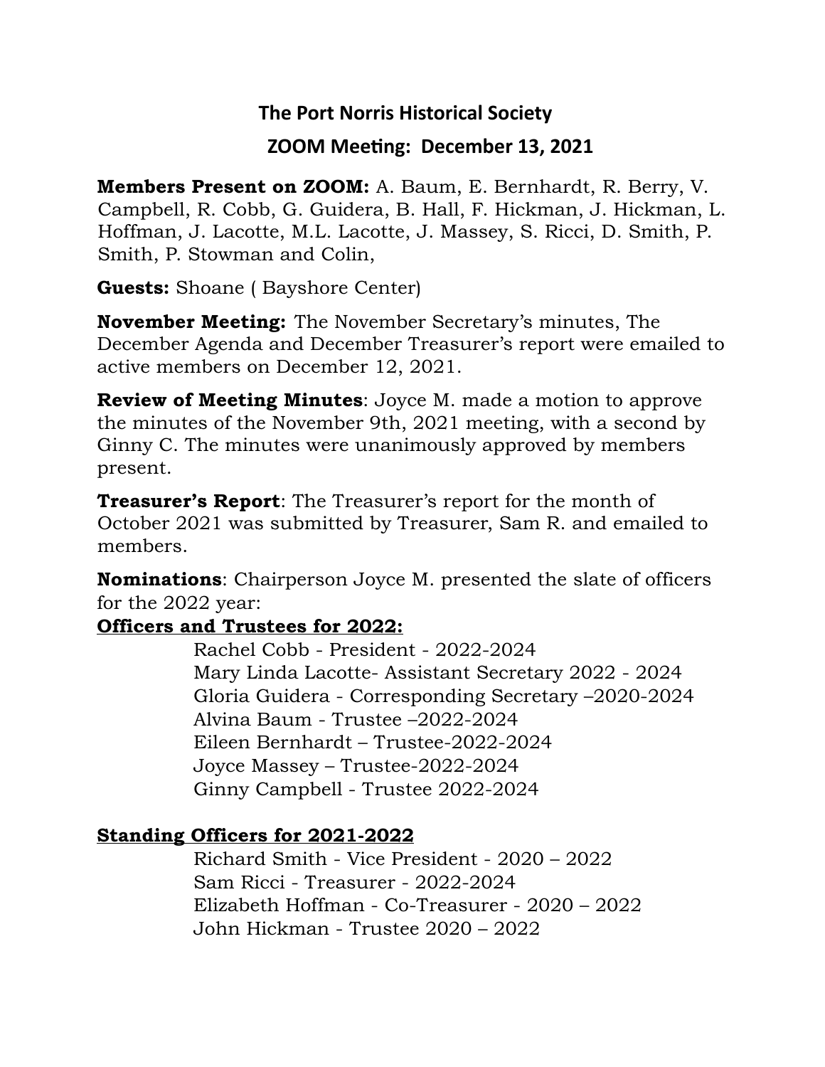# The Port Norris Historical Society

## ZOOM Meeting: December 13, 2021

**Members Present on ZOOM:** A. Baum, E. Bernhardt, R. Berry, V. Campbell, R. Cobb, G. Guidera, B. Hall, F. Hickman, J. Hickman, L. Hoffman, J. Lacotte, M.L. Lacotte, J. Massey, S. Ricci, D. Smith, P. Smith, P. Stowman and Colin,

**Guests:** Shoane ( Bayshore Center)

**November Meeting:** The November Secretary's minutes, The December Agenda and December Treasurer's report were emailed to active members on December 12, 2021.

**Review of Meeting Minutes**: Joyce M. made a motion to approve the minutes of the November 9th, 2021 meeting, with a second by Ginny C. The minutes were unanimously approved by members present.

**Treasurer's Report**: The Treasurer's report for the month of October 2021 was submitted by Treasurer, Sam R. and emailed to members.

**Nominations**: Chairperson Joyce M. presented the slate of officers for the 2022 year:

**Officers and Trustees for 2022:**

Rachel Cobb - President - 2022-2024
Mary Linda Lacotte- Assistant Secretary 2022 - 2024
Gloria Guidera - Corresponding Secretary –2020-2024
Alvina Baum - Trustee –2022-2024
Eileen Bernhardt – Trustee-2022-2024
Joyce Massey – Trustee-2022-2024
Ginny Campbell - Trustee 2022-2024

**Standing Officers for 2021-2022**

Richard Smith - Vice President - 2020 – 2022
Sam Ricci - Treasurer - 2022-2024
Elizabeth Hoffman - Co-Treasurer - 2020 – 2022
John Hickman - Trustee 2020 – 2022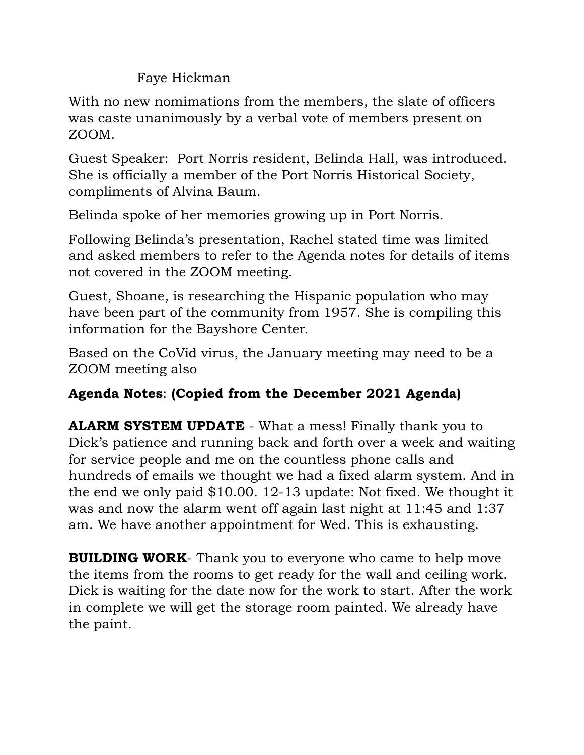Faye Hickman

With no new nomimations from the members, the slate of officers was caste unanimously by a verbal vote of members present on ZOOM.

Guest Speaker: Port Norris resident, Belinda Hall, was introduced. She is officially a member of the Port Norris Historical Society, compliments of Alvina Baum.

Belinda spoke of her memories growing up in Port Norris.

Following Belinda's presentation, Rachel stated time was limited and asked members to refer to the Agenda notes for details of items not covered in the ZOOM meeting.

Guest, Shoane, is researching the Hispanic population who may have been part of the community from 1957. She is compiling this information for the Bayshore Center.

Based on the CoVid virus, the January meeting may need to be a ZOOM meeting also

**<u>Agenda Notes</u>**: **(Copied from the December 2021 Agenda)**

**ALARM SYSTEM UPDATE** - What a mess! Finally thank you to Dick's patience and running back and forth over a week and waiting for service people and me on the countless phone calls and hundreds of emails we thought we had a fixed alarm system. And in the end we only paid $10.00. 12-13 update: Not fixed. We thought it was and now the alarm went off again last night at 11:45 and 1:37 am. We have another appointment for Wed. This is exhausting.

**BUILDING WORK**- Thank you to everyone who came to help move the items from the rooms to get ready for the wall and ceiling work. Dick is waiting for the date now for the work to start. After the work in complete we will get the storage room painted. We already have the paint.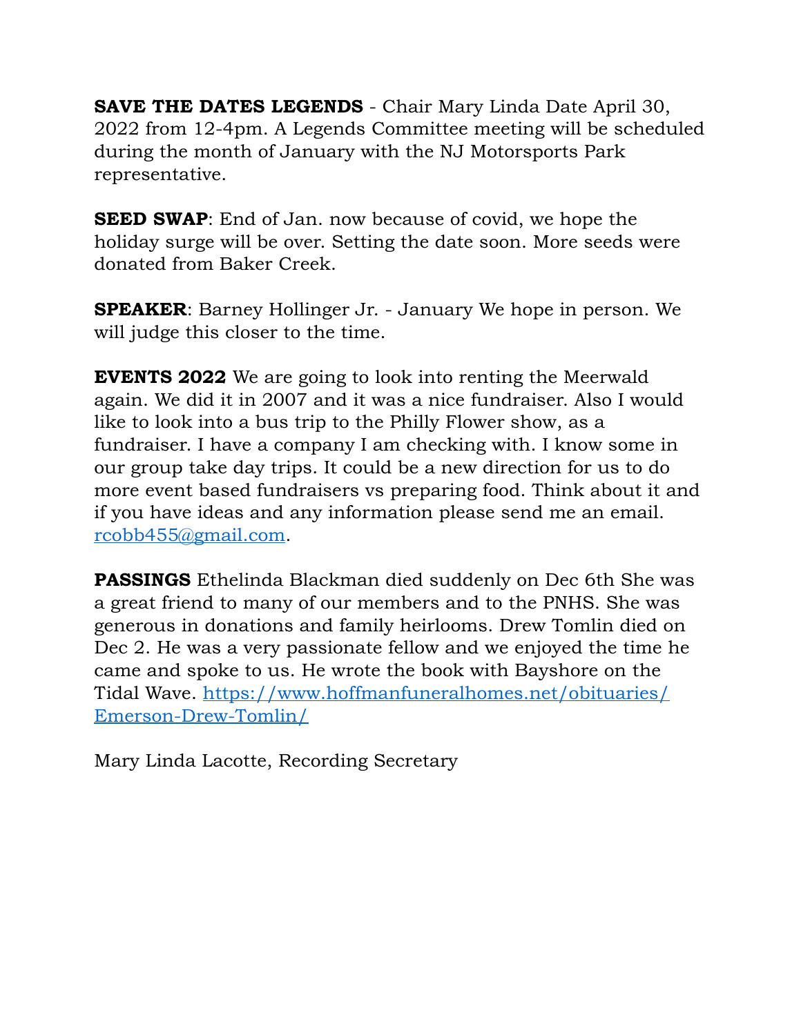**SAVE THE DATES LEGENDS** - Chair Mary Linda Date April 30, 2022 from 12-4pm. A Legends Committee meeting will be scheduled during the month of January with the NJ Motorsports Park representative.

**SEED SWAP**: End of Jan. now because of covid, we hope the holiday surge will be over. Setting the date soon. More seeds were donated from Baker Creek.

**SPEAKER**: Barney Hollinger Jr. - January We hope in person. We will judge this closer to the time.

**EVENTS 2022** We are going to look into renting the Meerwald again. We did it in 2007 and it was a nice fundraiser. Also I would like to look into a bus trip to the Philly Flower show, as a fundraiser. I have a company I am checking with. I know some in our group take day trips. It could be a new direction for us to do more event based fundraisers vs preparing food. Think about it and if you have ideas and any information please send me an email. [rcobb455@gmail.com](mailto:rcobb455@gmail.com).

**PASSINGS** Ethelinda Blackman died suddenly on Dec 6th She was a great friend to many of our members and to the PNHS. She was generous in donations and family heirlooms. Drew Tomlin died on Dec 2. He was a very passionate fellow and we enjoyed the time he came and spoke to us. He wrote the book with Bayshore on the Tidal Wave. [https://www.hoffmanfuneralhomes.net/obituaries/Emerson-Drew-Tomlin/](https://www.hoffmanfuneralhomes.net/obituaries/Emerson-Drew-Tomlin/)

Mary Linda Lacotte, Recording Secretary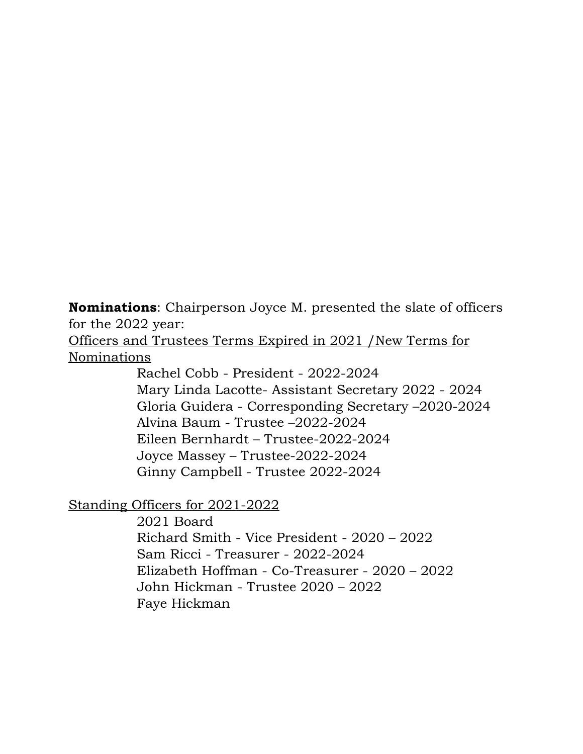**Nominations**: Chairperson Joyce M. presented the slate of officers for the 2022 year:

Officers and Trustees Terms Expired in 2021 /New Terms for Nominations

Rachel Cobb - President - 2022-2024
Mary Linda Lacotte- Assistant Secretary 2022 - 2024
Gloria Guidera - Corresponding Secretary –2020-2024
Alvina Baum - Trustee –2022-2024
Eileen Bernhardt – Trustee-2022-2024
Joyce Massey – Trustee-2022-2024
Ginny Campbell - Trustee 2022-2024

Standing Officers for 2021-2022

2021 Board
Richard Smith - Vice President - 2020 – 2022
Sam Ricci - Treasurer - 2022-2024
Elizabeth Hoffman - Co-Treasurer - 2020 – 2022
John Hickman - Trustee 2020 – 2022
Faye Hickman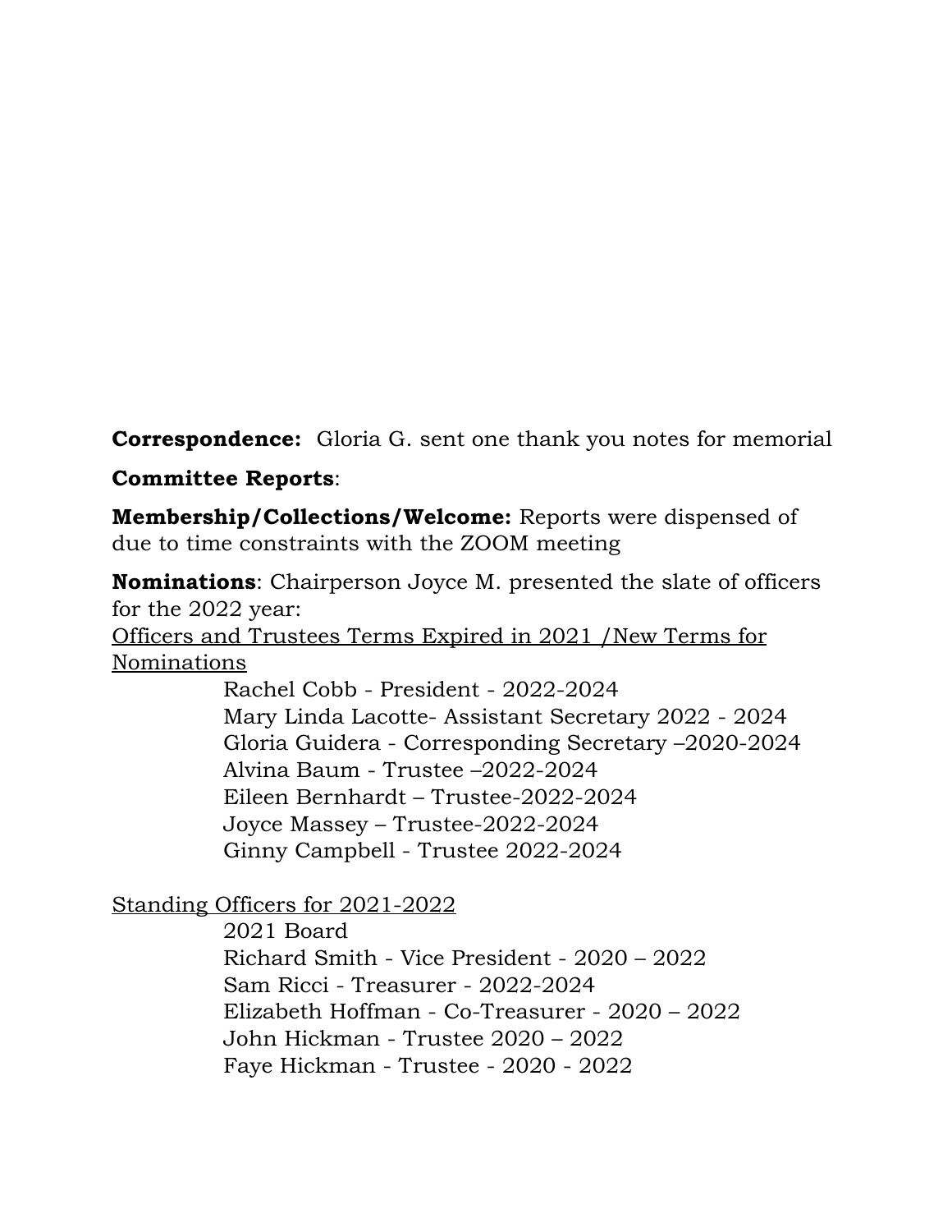**Correspondence:** Gloria G. sent one thank you notes for memorial

**Committee Reports**:

**Membership/Collections/Welcome:** Reports were dispensed of due to time constraints with the ZOOM meeting

**Nominations**: Chairperson Joyce M. presented the slate of officers for the 2022 year:

<u>Officers and Trustees Terms Expired in 2021 /New Terms for Nominations</u>

- Rachel Cobb - President - 2022-2024
- Mary Linda Lacotte- Assistant Secretary 2022 - 2024
- Gloria Guidera - Corresponding Secretary –2020-2024
- Alvina Baum - Trustee –2022-2024
- Eileen Bernhardt – Trustee-2022-2024
- Joyce Massey – Trustee-2022-2024
- Ginny Campbell - Trustee 2022-2024

<u>Standing Officers for 2021-2022</u>

- 2021 Board
- Richard Smith - Vice President - 2020 – 2022
- Sam Ricci - Treasurer - 2022-2024
- Elizabeth Hoffman - Co-Treasurer - 2020 – 2022
- John Hickman - Trustee 2020 – 2022
- Faye Hickman - Trustee - 2020 - 2022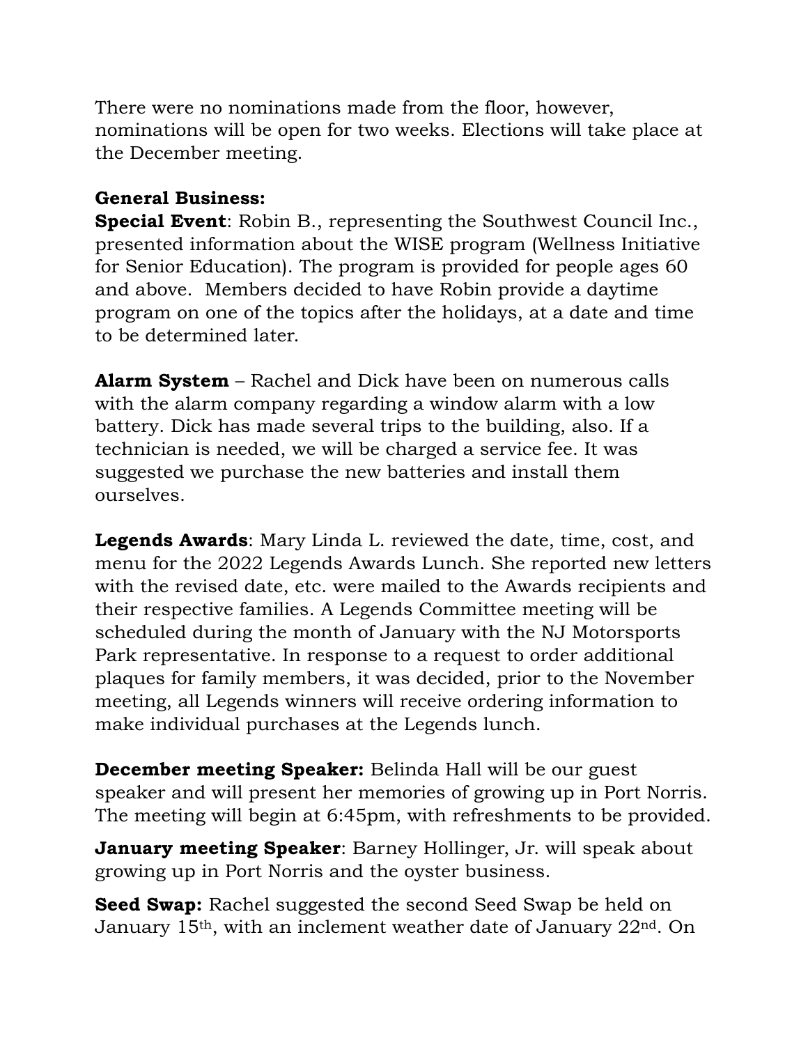There were no nominations made from the floor, however, nominations will be open for two weeks. Elections will take place at the December meeting.

**General Business:**

**Special Event**: Robin B., representing the Southwest Council Inc., presented information about the WISE program (Wellness Initiative for Senior Education). The program is provided for people ages 60 and above. Members decided to have Robin provide a daytime program on one of the topics after the holidays, at a date and time to be determined later.

**Alarm System** – Rachel and Dick have been on numerous calls with the alarm company regarding a window alarm with a low battery. Dick has made several trips to the building, also. If a technician is needed, we will be charged a service fee. It was suggested we purchase the new batteries and install them ourselves.

**Legends Awards**: Mary Linda L. reviewed the date, time, cost, and menu for the 2022 Legends Awards Lunch. She reported new letters with the revised date, etc. were mailed to the Awards recipients and their respective families. A Legends Committee meeting will be scheduled during the month of January with the NJ Motorsports Park representative. In response to a request to order additional plaques for family members, it was decided, prior to the November meeting, all Legends winners will receive ordering information to make individual purchases at the Legends lunch.

**December meeting Speaker:** Belinda Hall will be our guest speaker and will present her memories of growing up in Port Norris. The meeting will begin at 6:45pm, with refreshments to be provided.

**January meeting Speaker**: Barney Hollinger, Jr. will speak about growing up in Port Norris and the oyster business.

**Seed Swap:** Rachel suggested the second Seed Swap be held on January 15th, with an inclement weather date of January 22nd. On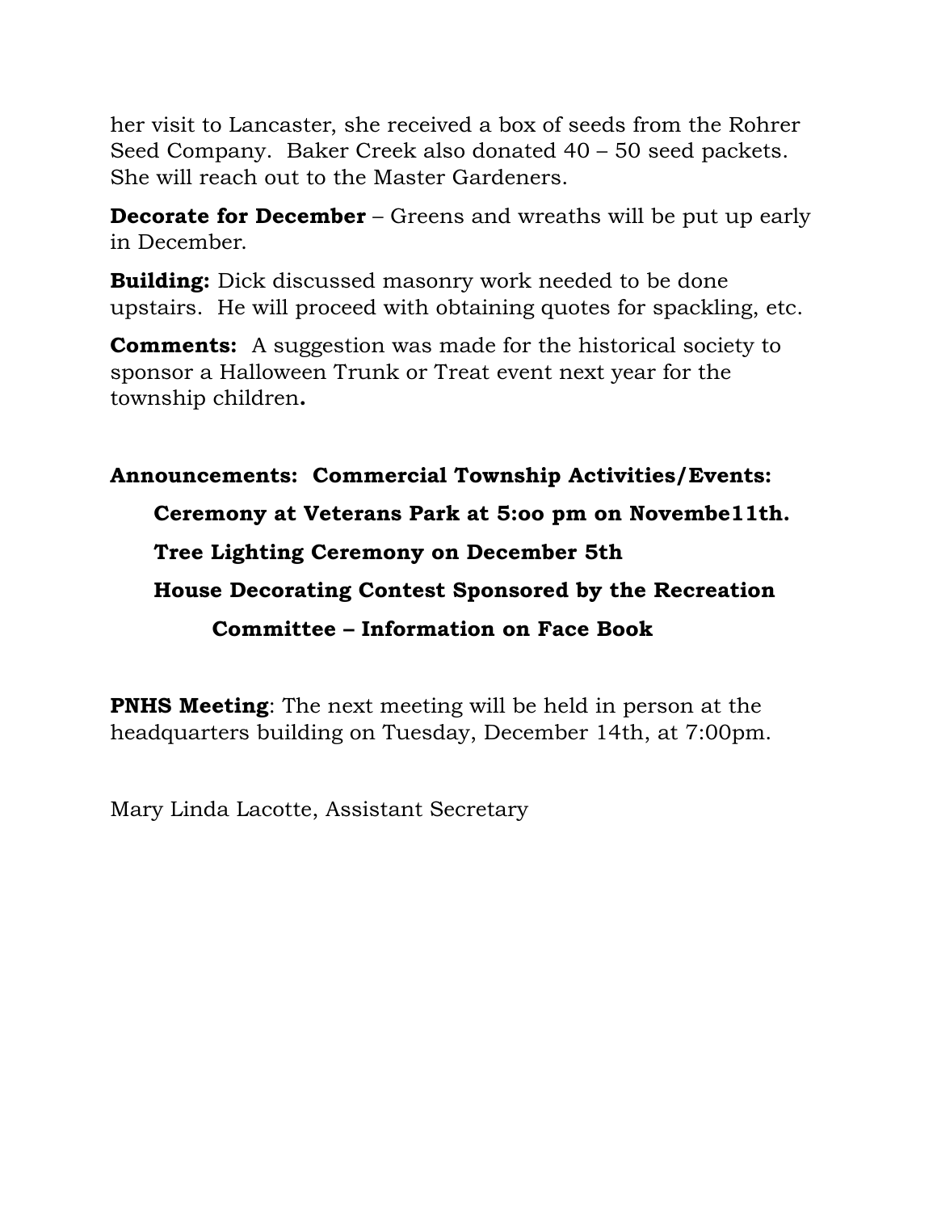her visit to Lancaster, she received a box of seeds from the Rohrer Seed Company. Baker Creek also donated 40 – 50 seed packets. She will reach out to the Master Gardeners.

**Decorate for December** – Greens and wreaths will be put up early in December.

**Building:** Dick discussed masonry work needed to be done upstairs. He will proceed with obtaining quotes for spackling, etc.

**Comments:** A suggestion was made for the historical society to sponsor a Halloween Trunk or Treat event next year for the township children**.**

**Announcements: Commercial Township Activities/Events:**

**Ceremony at Veterans Park at 5:oo pm on Novembe11th.**

**Tree Lighting Ceremony on December 5th**

**House Decorating Contest Sponsored by the Recreation Committee – Information on Face Book**

**PNHS Meeting**: The next meeting will be held in person at the headquarters building on Tuesday, December 14th, at 7:00pm.

Mary Linda Lacotte, Assistant Secretary